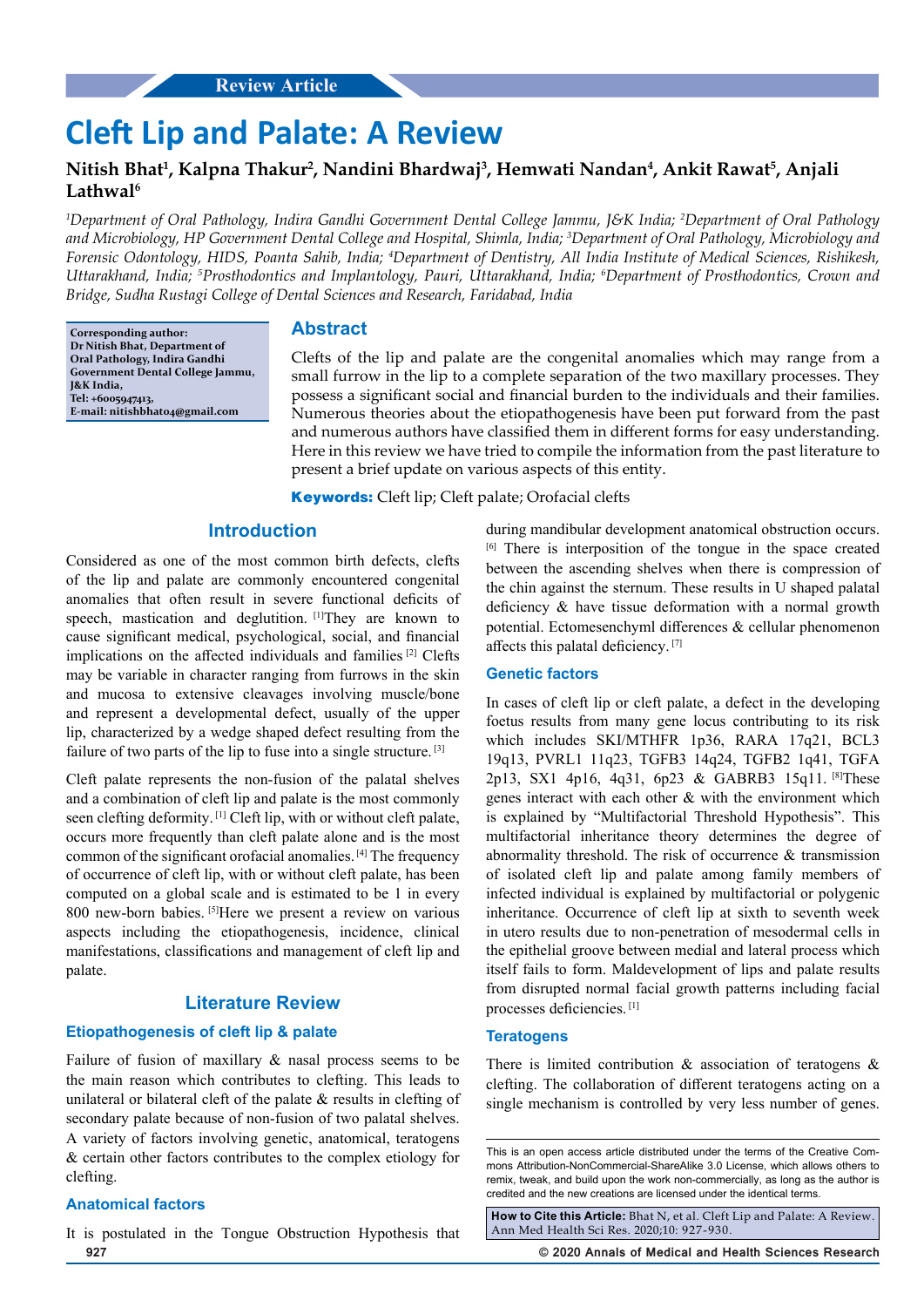Review Article

# Cleft Lip and Palate: A Review

**Nitish Bhat[1], Kalpna Thakur[2], Nandini Bhardwaj[3], Hemwati Nandan[4], Ankit Rawat[5], Anjali Lathwal[6]**

*[1]Department of Oral Pathology, Indira Gandhi Government Dental College Jammu, J&K India; [2]Department of Oral Pathology and Microbiology, HP Government Dental College and Hospital, Shimla, India; [3]Department of Oral Pathology, Microbiology and Forensic Odontology, HIDS, Poanta Sahib, India; [4]Department of Dentistry, All India Institute of Medical Sciences, Rishikesh, Uttarakhand, India; [5]Prosthodontics and Implantology, Pauri, Uttarakhand, India; [6]Department of Prosthodontics, Crown and Bridge, Sudha Rustagi College of Dental Sciences and Research, Faridabad, India*

**Corresponding author:**
**Dr Nitish Bhat, Department of Oral Pathology, Indira Gandhi Government Dental College Jammu, J&K India,**
**Tel: +6005947413,**
**E-mail: nitishbhat04@gmail.com**

## Abstract

Clefts of the lip and palate are the congenital anomalies which may range from a small furrow in the lip to a complete separation of the two maxillary processes. They possess a significant social and financial burden to the individuals and their families. Numerous theories about the etiopathogenesis have been put forward from the past and numerous authors have classified them in different forms for easy understanding. Here in this review we have tried to compile the information from the past literature to present a brief update on various aspects of this entity.

**Keywords:** Cleft lip; Cleft palate; Orofacial clefts

## Introduction

Considered as one of the most common birth defects, clefts of the lip and palate are commonly encountered congenital anomalies that often result in severe functional deficits of speech, mastication and deglution. [1]They are known to cause significant medical, psychological, social, and financial implications on the affected individuals and families [2] Clefts may be variable in character ranging from furrows in the skin and mucosa to extensive cleavages involving muscle/bone and represent a developmental defect, usually of the upper lip, characterized by a wedge shaped defect resulting from the failure of two parts of the lip to fuse into a single structure. [3]

Cleft palate represents the non-fusion of the palatal shelves and a combination of cleft lip and palate is the most commonly seen clefting deformity. [1] Cleft lip, with or without cleft palate, occurs more frequently than cleft palate alone and is the most common of the significant orofacial anomalies. [4] The frequency of occurrence of cleft lip, with or without cleft palate, has been computed on a global scale and is estimated to be 1 in every 800 new-born babies. [5]Here we present a review on various aspects including the etiopathogenesis, incidence, clinical manifestations, classifications and management of cleft lip and palate.

## Literature Review

### Etiopathogenesis of cleft lip & palate

Failure of fusion of maxillary & nasal process seems to be the main reason which contributes to clefting. This leads to unilateral or bilateral cleft of the palate & results in clefting of secondary palate because of non-fusion of two palatal shelves. A variety of factors involving genetic, anatomical, teratogens & certain other factors contributes to the complex etiology for clefting.

### Anatomical factors

It is postulated in the Tongue Obstruction Hypothesis that during mandibular development anatomical obstruction occurs. [6] There is interposition of the tongue in the space created between the ascending shelves when there is compression of the chin against the sternum. These results in U shaped palatal deficiency & have tissue deformation with a normal growth potential. Ectomesenchyml differences & cellular phenomenon affects this palatal deficiency. [7]

### Genetic factors

In cases of cleft lip or cleft palate, a defect in the developing foetus results from many gene locus contributing to its risk which includes SKI/MTHFR 1p36, RARA 17q21, BCL3 19q13, PVRL1 11q23, TGFB3 14q24, TGFB2 1q41, TGFA 2p13, SX1 4p16, 4q31, 6p23 & GABRB3 15q11. [8]These genes interact with each other & with the environment which is explained by "Multifactorial Threshold Hypothesis". This multifactorial inheritance theory determines the degree of abnormality threshold. The risk of occurrence & transmission of isolated cleft lip and palate among family members of infected individual is explained by multifactorial or polygenic inheritance. Occurrence of cleft lip at sixth to seventh week in utero results due to non-penetration of mesodermal cells in the epithelial groove between medial and lateral process which itself fails to form. Maldevelopment of lips and palate results from disrupted normal facial growth patterns including facial processes deficiencies. [1]

### Teratogens

There is limited contribution & association of teratogens & clefting. The collaboration of different teratogens acting on a single mechanism is controlled by very less number of genes.

This is an open access article distributed under the terms of the Creative Commons Attribution-NonCommercial-ShareAlike 3.0 License, which allows others to remix, tweak, and build upon the work non-commercially, as long as the author is credited and the new creations are licensed under the identical terms.

**How to Cite this Article:** Bhat N, et al. Cleft Lip and Palate: A Review. Ann Med Health Sci Res. 2020;10: 927-930.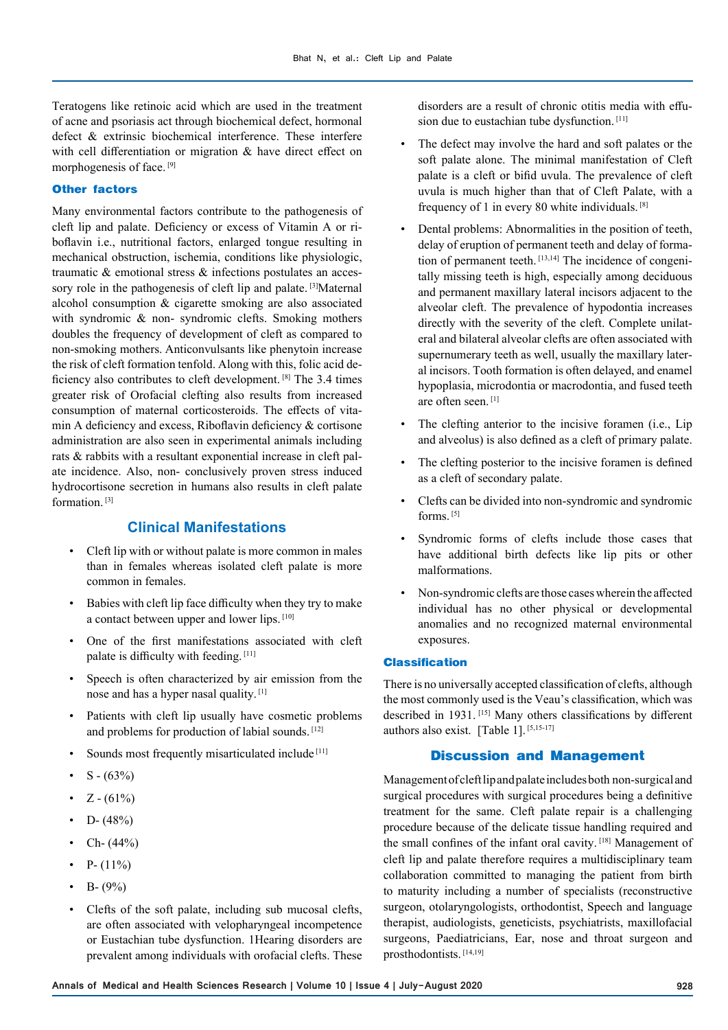Teratogens like retinoic acid which are used in the treatment of acne and psoriasis act through biochemical defect, hormonal defect & extrinsic biochemical interference. These interfere with cell differentiation or migration & have direct effect on morphogenesis of face. [9]

### Other factors

Many environmental factors contribute to the pathogenesis of cleft lip and palate. Deficiency or excess of Vitamin A or riboflavin i.e., nutritional factors, enlarged tongue resulting in mechanical obstruction, ischemia, conditions like physiologic, traumatic & emotional stress & infections postulates an accessory role in the pathogenesis of cleft lip and palate. [3]Maternal alcohol consumption & cigarette smoking are also associated with syndromic & non- syndromic clefts. Smoking mothers doubles the frequency of development of cleft as compared to non-smoking mothers. Anticonvulsants like phenytoin increase the risk of cleft formation tenfold. Along with this, folic acid deficiency also contributes to cleft development. [8] The 3.4 times greater risk of Orofacial clefting also results from increased consumption of maternal corticosteroids. The effects of vitamin A deficiency and excess, Riboflavin deficiency & cortisone administration are also seen in experimental animals including rats & rabbits with a resultant exponential increase in cleft palate incidence. Also, non- conclusively proven stress induced hydrocortisone secretion in humans also results in cleft palate formation. [3]

## Clinical Manifestations

- Cleft lip with or without palate is more common in males than in females whereas isolated cleft palate is more common in females.
- Babies with cleft lip face difficulty when they try to make a contact between upper and lower lips. [10]
- One of the first manifestations associated with cleft palate is difficulty with feeding. [11]
- Speech is often characterized by air emission from the nose and has a hyper nasal quality. [1]
- Patients with cleft lip usually have cosmetic problems and problems for production of labial sounds. [12]
- Sounds most frequently misarticulated include [11]
- S - (63%)
- Z - (61%)
- D- (48%)
- Ch- (44%)
- P- (11%)
- B- (9%)
- Clefts of the soft palate, including sub mucosal clefts, are often associated with velopharyngeal incompetence or Eustachian tube dysfunction. 1Hearing disorders are prevalent among individuals with orofacial clefts. These disorders are a result of chronic otitis media with effusion due to eustachian tube dysfunction. [11]
- The defect may involve the hard and soft palates or the soft palate alone. The minimal manifestation of Cleft palate is a cleft or bifid uvula. The prevalence of cleft uvula is much higher than that of Cleft Palate, with a frequency of 1 in every 80 white individuals. [8]
- Dental problems: Abnormalities in the position of teeth, delay of eruption of permanent teeth and delay of formation of permanent teeth. [13,14] The incidence of congenitally missing teeth is high, especially among deciduous and permanent maxillary lateral incisors adjacent to the alveolar cleft. The prevalence of hypodontia increases directly with the severity of the cleft. Complete unilateral and bilateral alveolar clefts are often associated with supernumerary teeth as well, usually the maxillary lateral incisors. Tooth formation is often delayed, and enamel hypoplasia, microdontia or macrodontia, and fused teeth are often seen. [1]
- The clefting anterior to the incisive foramen (i.e., Lip and alveolus) is also defined as a cleft of primary palate.
- The clefting posterior to the incisive foramen is defined as a cleft of secondary palate.
- Clefts can be divided into non-syndromic and syndromic forms. [5]
- Syndromic forms of clefts include those cases that have additional birth defects like lip pits or other malformations.
- Non-syndromic clefts are those cases wherein the affected individual has no other physical or developmental anomalies and no recognized maternal environmental exposures.

### Classification

There is no universally accepted classification of clefts, although the most commonly used is the Veau's classification, which was described in 1931. [15] Many others classifications by different authors also exist. [Table 1]. [5,15-17]

## Discussion and Management

Management of cleft lip and palate includes both non-surgical and surgical procedures with surgical procedures being a definitive treatment for the same. Cleft palate repair is a challenging procedure because of the delicate tissue handling required and the small confines of the infant oral cavity. [18] Management of cleft lip and palate therefore requires a multidisciplinary team collaboration committed to managing the patient from birth to maturity including a number of specialists (reconstructive surgeon, otolaryngologists, orthodontist, Speech and language therapist, audiologists, geneticists, psychiatrists, maxillofacial surgeons, Paediatricians, Ear, nose and throat surgeon and prosthodontists. [14,19]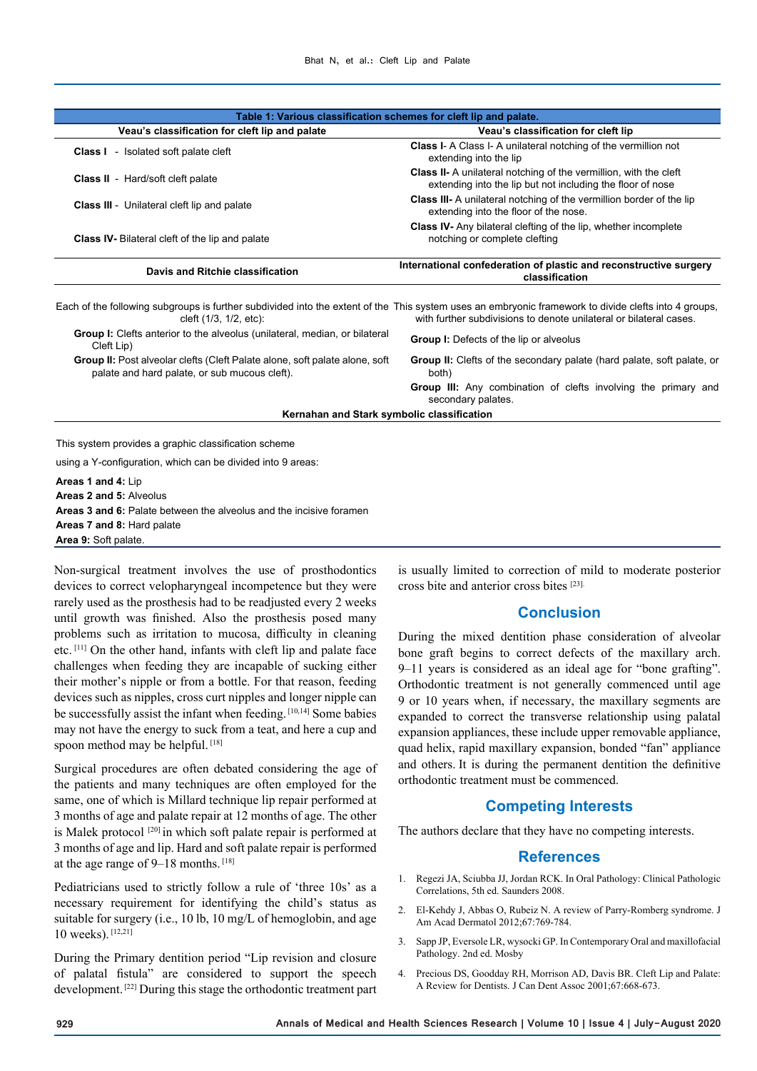**Table 1: Various classification schemes for cleft lip and palate.**

| Veau's classification for cleft lip and palate | Veau's classification for cleft lip |
| --- | --- |
| **Class I** - Isolated soft palate cleft | **Class I**- A Class I- A unilateral notching of the vermillion not extending into the lip |
| **Class II** - Hard/soft cleft palate | **Class II-** A unilateral notching of the vermillion, with the cleft extending into the lip but not including the floor of nose |
| **Class III** - Unilateral cleft lip and palate | **Class III-** A unilateral notching of the vermillion border of the lip extending into the floor of the nose. |
| **Class IV-** Bilateral cleft of the lip and palate | **Class IV-** Any bilateral clefting of the lip, whether incomplete notching or complete clefting |
| **Davis and Ritchie classification** | **International confederation of plastic and reconstructive surgery classification** |
| Each of the following subgroups is further subdivided into the extent of the cleft (1/3, 1/2, etc): | This system uses an embryonic framework to divide clefts into 4 groups, with further subdivisions to denote unilateral or bilateral cases. |
| **Group I:** Clefts anterior to the alveolus (unilateral, median, or bilateral Cleft Lip) | **Group I:** Defects of the lip or alveolus |
| **Group II:** Post alveolar clefts (Cleft Palate alone, soft palate alone, soft palate and hard palate, or sub mucous cleft). | **Group II:** Clefts of the secondary palate (hard palate, soft palate, or both) |
| | **Group III:** Any combination of clefts involving the primary and secondary palates. |
| **Kernahan and Stark symbolic classification** | |
| This system provides a graphic classification scheme using a Y-configuration, which can be divided into 9 areas: | |
| **Areas 1 and 4:** Lip | |
| **Areas 2 and 5:** Alveolus | |
| **Areas 3 and 6:** Palate between the alveolus and the incisive foramen | |
| **Areas 7 and 8:** Hard palate | |
| **Area 9:** Soft palate. | |

Non-surgical treatment involves the use of prosthodontics devices to correct velopharyngeal incompetence but they were rarely used as the prosthesis had to be readjusted every 2 weeks until growth was finished. Also the prosthesis posed many problems such as irritation to mucosa, difficulty in cleaning etc. [11] On the other hand, infants with cleft lip and palate face challenges when feeding they are incapable of sucking either their mother's nipple or from a bottle. For that reason, feeding devices such as nipples, cross curt nipples and longer nipple can be successfully assist the infant when feeding. [10,14] Some babies may not have the energy to suck from a teat, and here a cup and spoon method may be helpful. [18]

Surgical procedures are often debated considering the age of the patients and many techniques are often employed for the same, one of which is Millard technique lip repair performed at 3 months of age and palate repair at 12 months of age. The other is Malek protocol [20] in which soft palate repair is performed at 3 months of age and lip. Hard and soft palate repair is performed at the age range of 9–18 months. [18]

Pediatricians used to strictly follow a rule of 'three 10s' as a necessary requirement for identifying the child's status as suitable for surgery (i.e., 10 lb, 10 mg/L of hemoglobin, and age 10 weeks). [12,21]

During the Primary dentition period "Lip revision and closure of palatal fistula" are considered to support the speech development. [22] During this stage the orthodontic treatment part is usually limited to correction of mild to moderate posterior cross bite and anterior cross bites [23].

## Conclusion

During the mixed dentition phase consideration of alveolar bone graft begins to correct defects of the maxillary arch. 9–11 years is considered as an ideal age for "bone grafting". Orthodontic treatment is not generally commenced until age 9 or 10 years when, if necessary, the maxillary segments are expanded to correct the transverse relationship using palatal expansion appliances, these include upper removable appliance, quad helix, rapid maxillary expansion, bonded "fan" appliance and others. It is during the permanent dentition the definitive orthodontic treatment must be commenced.

## Competing Interests

The authors declare that they have no competing interests.

## References

1. Regezi JA, Sciubba JJ, Jordan RCK. In Oral Pathology: Clinical Pathologic Correlations, 5th ed. Saunders 2008.
2. El-Kehdy J, Abbas O, Rubeiz N. A review of Parry-Romberg syndrome. J Am Acad Dermatol 2012;67:769-784.
3. Sapp JP, Eversole LR, wysocki GP. In Contemporary Oral and maxillofacial Pathology. 2nd ed. Mosby
4. Precious DS, Goodday RH, Morrison AD, Davis BR. Cleft Lip and Palate: A Review for Dentists. J Can Dent Assoc 2001;67:668-673.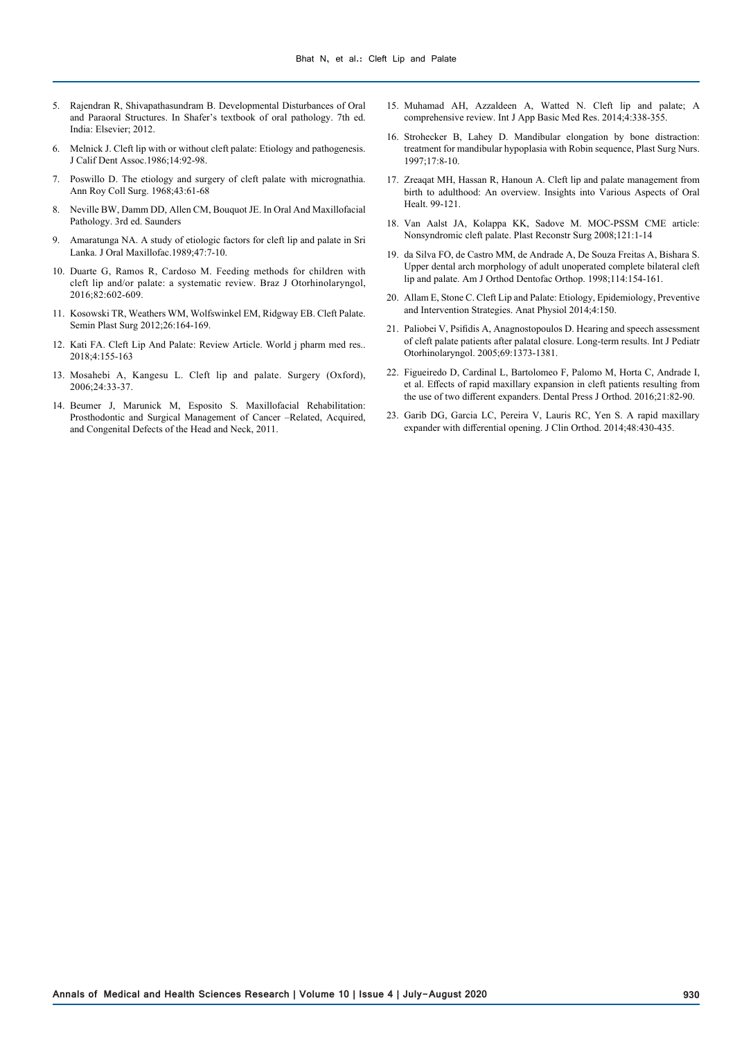5. Rajendran R, Shivapathasundram B. Developmental Disturbances of Oral and Paraoral Structures. In Shafer's textbook of oral pathology. 7th ed. India: Elsevier; 2012.

6. Melnick J. Cleft lip with or without cleft palate: Etiology and pathogenesis. J Calif Dent Assoc.1986;14:92-98.

7. Poswillo D. The etiology and surgery of cleft palate with micrognathia. Ann Roy Coll Surg. 1968;43:61-68

8. Neville BW, Damm DD, Allen CM, Bouquot JE. In Oral And Maxillofacial Pathology. 3rd ed. Saunders

9. Amaratunga NA. A study of etiologic factors for cleft lip and palate in Sri Lanka. J Oral Maxillofac.1989;47:7-10.

10. Duarte G, Ramos R, Cardoso M. Feeding methods for children with cleft lip and/or palate: a systematic review. Braz J Otorhinolaryngol, 2016;82:602-609.

11. Kosowski TR, Weathers WM, Wolfswinkel EM, Ridgway EB. Cleft Palate. Semin Plast Surg 2012;26:164-169.

12. Kati FA. Cleft Lip And Palate: Review Article. World j pharm med res.. 2018;4:155-163

13. Mosahebi A, Kangesu L. Cleft lip and palate. Surgery (Oxford), 2006;24:33-37.

14. Beumer J, Marunick M, Esposito S. Maxillofacial Rehabilitation: Prosthodontic and Surgical Management of Cancer –Related, Acquired, and Congenital Defects of the Head and Neck, 2011.

15. Muhamad AH, Azzaldeen A, Watted N. Cleft lip and palate; A comprehensive review. Int J App Basic Med Res. 2014;4:338-355.

16. Strohecker B, Lahey D. Mandibular elongation by bone distraction: treatment for mandibular hypoplasia with Robin sequence, Plast Surg Nurs. 1997;17:8-10.

17. Zreaqat MH, Hassan R, Hanoun A. Cleft lip and palate management from birth to adulthood: An overview. Insights into Various Aspects of Oral Healt. 99-121.

18. Van Aalst JA, Kolappa KK, Sadove M. MOC-PSSM CME article: Nonsyndromic cleft palate. Plast Reconstr Surg 2008;121:1-14

19. da Silva FO, de Castro MM, de Andrade A, De Souza Freitas A, Bishara S. Upper dental arch morphology of adult unoperated complete bilateral cleft lip and palate. Am J Orthod Dentofac Orthop. 1998;114:154-161.

20. Allam E, Stone C. Cleft Lip and Palate: Etiology, Epidemiology, Preventive and Intervention Strategies. Anat Physiol 2014;4:150.

21. Paliobei V, Psifidis A, Anagnostopoulos D. Hearing and speech assessment of cleft palate patients after palatal closure. Long-term results. Int J Pediatr Otorhinolaryngol. 2005;69:1373-1381.

22. Figueiredo D, Cardinal L, Bartolomeo F, Palomo M, Horta C, Andrade I, et al. Effects of rapid maxillary expansion in cleft patients resulting from the use of two different expanders. Dental Press J Orthod. 2016;21:82-90.

23. Garib DG, Garcia LC, Pereira V, Lauris RC, Yen S. A rapid maxillary expander with differential opening. J Clin Orthod. 2014;48:430-435.